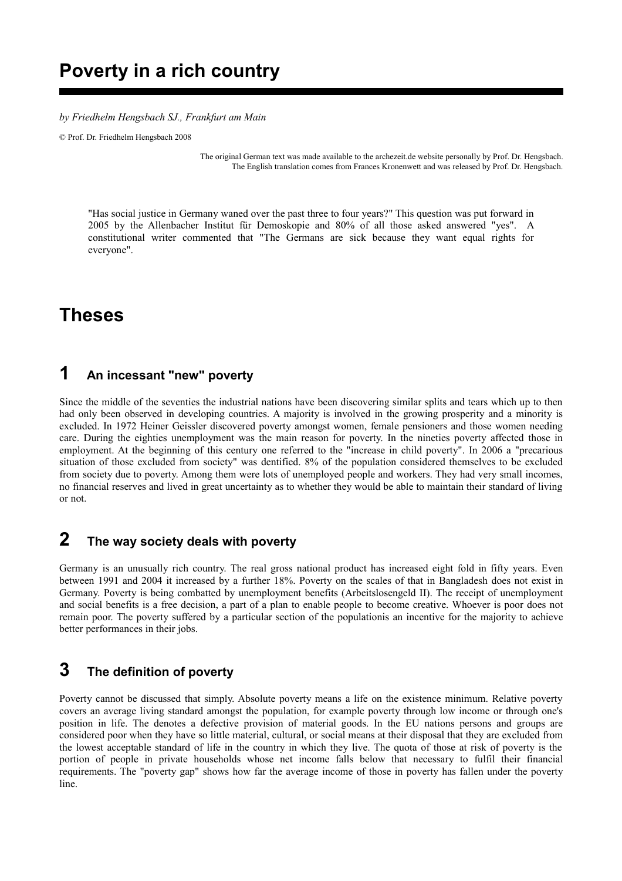# Poverty in a rich country

*by Friedhelm Hengsbach SJ., Frankfurt am Main*

© Prof. Dr. Friedhelm Hengsbach 2008

The original German text was made available to the archezeit.de website personally by Prof. Dr. Hengsbach. The English translation comes from Frances Kronenwett and was released by Prof. Dr. Hengsbach.

> "Has social justice in Germany waned over the past three to four years?" This question was put forward in 2005 by the Allenbacher Institut für Demoskopie and 80% of all those asked answered "yes". A constitutional writer commented that "The Germans are sick because they want equal rights for everyone".

# Theses

## 1 An incessant "new" poverty

Since the middle of the seventies the industrial nations have been discovering similar splits and tears which up to then had only been observed in developing countries. A majority is involved in the growing prosperity and a minority is excluded. In 1972 Heiner Geissler discovered poverty amongst women, female pensioners and those women needing care. During the eighties unemployment was the main reason for poverty. In the nineties poverty affected those in employment. At the beginning of this century one referred to the "increase in child poverty". In 2006 a "precarious situation of those excluded from society" was dentified. 8% of the population considered themselves to be excluded from society due to poverty. Among them were lots of unemployed people and workers. They had very small incomes, no financial reserves and lived in great uncertainty as to whether they would be able to maintain their standard of living or not.

## 2 The way society deals with poverty

Germany is an unusually rich country. The real gross national product has increased eight fold in fifty years. Even between 1991 and 2004 it increased by a further 18%. Poverty on the scales of that in Bangladesh does not exist in Germany. Poverty is being combatted by unemployment benefits (Arbeitslosengeld II). The receipt of unemployment and social benefits is a free decision, a part of a plan to enable people to become creative. Whoever is poor does not remain poor. The poverty suffered by a particular section of the populationis an incentive for the majority to achieve better performances in their jobs.

## 3 The definition of poverty

Poverty cannot be discussed that simply. Absolute poverty means a life on the existence minimum. Relative poverty covers an average living standard amongst the population, for example poverty through low income or through one's position in life. The denotes a defective provision of material goods. In the EU nations persons and groups are considered poor when they have so little material, cultural, or social means at their disposal that they are excluded from the lowest acceptable standard of life in the country in which they live. The quota of those at risk of poverty is the portion of people in private households whose net income falls below that necessary to fulfil their financial requirements. The "poverty gap" shows how far the average income of those in poverty has fallen under the poverty line.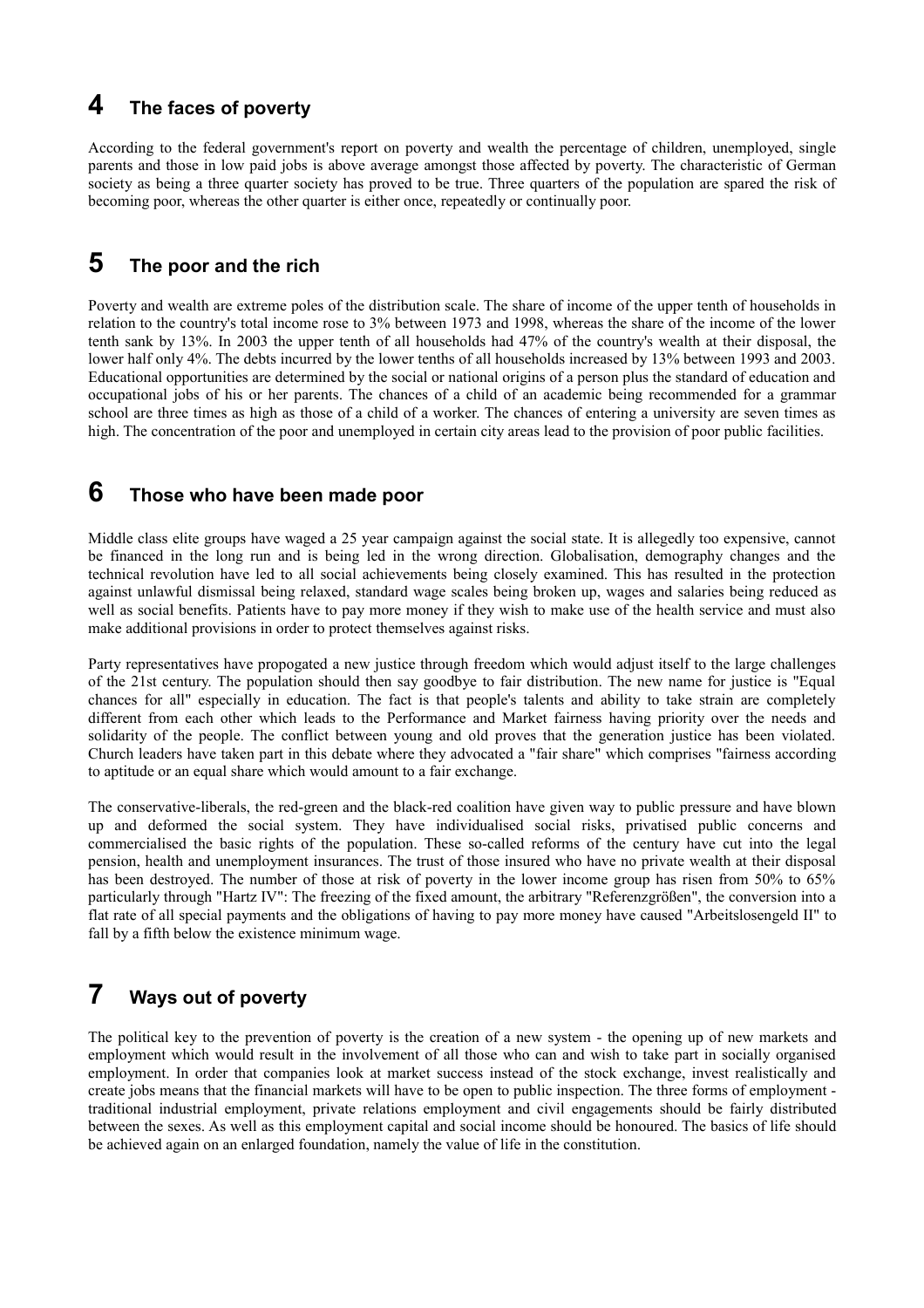## 4 The faces of poverty

According to the federal government's report on poverty and wealth the percentage of children, unemployed, single parents and those in low paid jobs is above average amongst those affected by poverty. The characteristic of German society as being a three quarter society has proved to be true. Three quarters of the population are spared the risk of becoming poor, whereas the other quarter is either once, repeatedly or continually poor.

## 5 The poor and the rich

Poverty and wealth are extreme poles of the distribution scale. The share of income of the upper tenth of households in relation to the country's total income rose to 3% between 1973 and 1998, whereas the share of the income of the lower tenth sank by 13%. In 2003 the upper tenth of all households had 47% of the country's wealth at their disposal, the lower half only 4%. The debts incurred by the lower tenths of all households increased by 13% between 1993 and 2003. Educational opportunities are determined by the social or national origins of a person plus the standard of education and occupational jobs of his or her parents. The chances of a child of an academic being recommended for a grammar school are three times as high as those of a child of a worker. The chances of entering a university are seven times as high. The concentration of the poor and unemployed in certain city areas lead to the provision of poor public facilities.

## 6 Those who have been made poor

Middle class elite groups have waged a 25 year campaign against the social state. It is allegedly too expensive, cannot be financed in the long run and is being led in the wrong direction. Globalisation, demography changes and the technical revolution have led to all social achievements being closely examined. This has resulted in the protection against unlawful dismissal being relaxed, standard wage scales being broken up, wages and salaries being reduced as well as social benefits. Patients have to pay more money if they wish to make use of the health service and must also make additional provisions in order to protect themselves against risks.

Party representatives have propogated a new justice through freedom which would adjust itself to the large challenges of the 21st century. The population should then say goodbye to fair distribution. The new name for justice is "Equal chances for all" especially in education. The fact is that people's talents and ability to take strain are completely different from each other which leads to the Performance and Market fairness having priority over the needs and solidarity of the people. The conflict between young and old proves that the generation justice has been violated. Church leaders have taken part in this debate where they advocated a "fair share" which comprises "fairness according to aptitude or an equal share which would amount to a fair exchange.

The conservative-liberals, the red-green and the black-red coalition have given way to public pressure and have blown up and deformed the social system. They have individualised social risks, privatised public concerns and commercialised the basic rights of the population. These so-called reforms of the century have cut into the legal pension, health and unemployment insurances. The trust of those insured who have no private wealth at their disposal has been destroyed. The number of those at risk of poverty in the lower income group has risen from 50% to 65% particularly through "Hartz IV": The freezing of the fixed amount, the arbitrary "Referenzgrößen", the conversion into a flat rate of all special payments and the obligations of having to pay more money have caused "Arbeitslosengeld II" to fall by a fifth below the existence minimum wage.

## 7 Ways out of poverty

The political key to the prevention of poverty is the creation of a new system - the opening up of new markets and employment which would result in the involvement of all those who can and wish to take part in socially organised employment. In order that companies look at market success instead of the stock exchange, invest realistically and create jobs means that the financial markets will have to be open to public inspection. The three forms of employment - traditional industrial employment, private relations employment and civil engagements should be fairly distributed between the sexes. As well as this employment capital and social income should be honoured. The basics of life should be achieved again on an enlarged foundation, namely the value of life in the constitution.